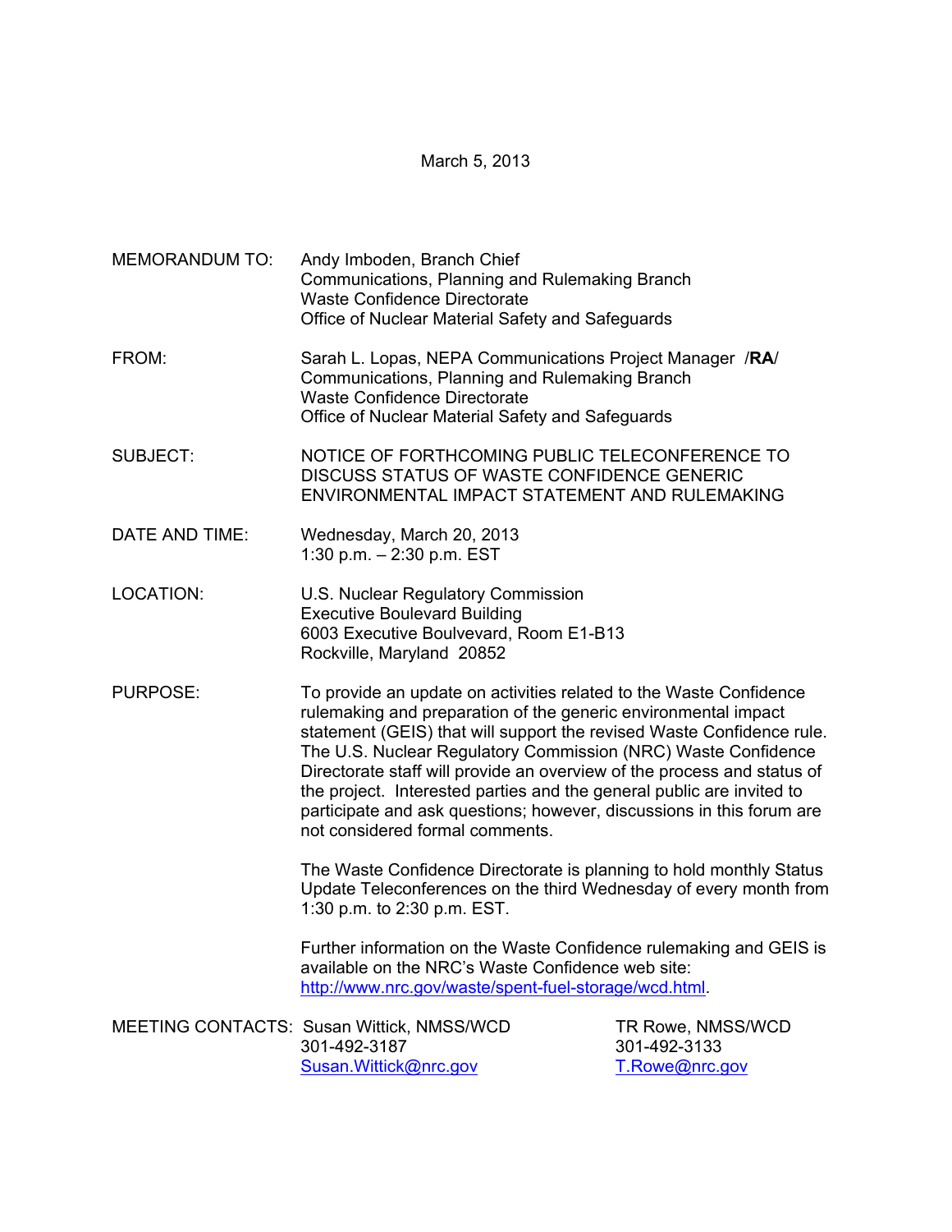March 5, 2013

MEMORANDUM TO: Andy Imboden, Branch Chief
Communications, Planning and Rulemaking Branch
Waste Confidence Directorate
Office of Nuclear Material Safety and Safeguards

FROM: Sarah L. Lopas, NEPA Communications Project Manager /**RA**/
Communications, Planning and Rulemaking Branch
Waste Confidence Directorate
Office of Nuclear Material Safety and Safeguards

SUBJECT: NOTICE OF FORTHCOMING PUBLIC TELECONFERENCE TO DISCUSS STATUS OF WASTE CONFIDENCE GENERIC ENVIRONMENTAL IMPACT STATEMENT AND RULEMAKING

DATE AND TIME: Wednesday, March 20, 2013
1:30 p.m. – 2:30 p.m. EST

LOCATION: U.S. Nuclear Regulatory Commission
Executive Boulevard Building
6003 Executive Boulevard, Room E1-B13
Rockville, Maryland 20852

PURPOSE: To provide an update on activities related to the Waste Confidence rulemaking and preparation of the generic environmental impact statement (GEIS) that will support the revised Waste Confidence rule. The U.S. Nuclear Regulatory Commission (NRC) Waste Confidence Directorate staff will provide an overview of the process and status of the project. Interested parties and the general public are invited to participate and ask questions; however, discussions in this forum are not considered formal comments.

The Waste Confidence Directorate is planning to hold monthly Status Update Teleconferences on the third Wednesday of every month from 1:30 p.m. to 2:30 p.m. EST.

Further information on the Waste Confidence rulemaking and GEIS is available on the NRC's Waste Confidence web site: http://www.nrc.gov/waste/spent-fuel-storage/wcd.html.

MEETING CONTACTS:

| Susan Wittick, NMSS/WCD | TR Rowe, NMSS/WCD |
|---|---|
| 301-492-3187 | 301-492-3133 |
| Susan.Wittick@nrc.gov | T.Rowe@nrc.gov |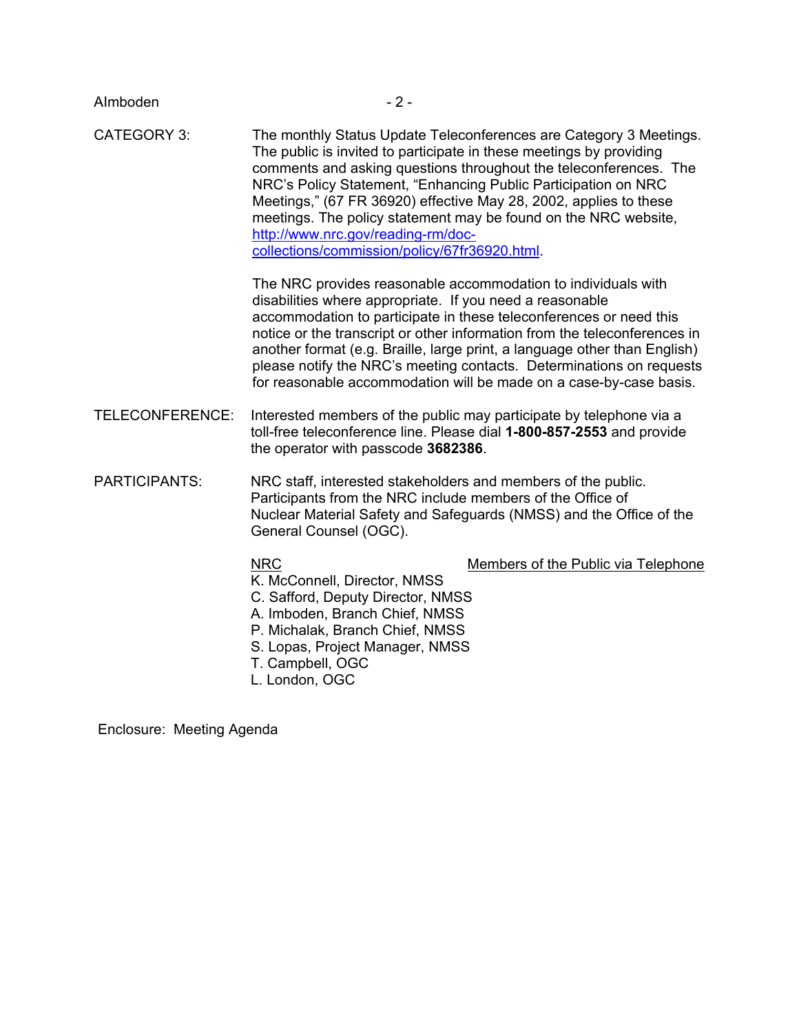CATEGORY 3: The monthly Status Update Teleconferences are Category 3 Meetings. The public is invited to participate in these meetings by providing comments and asking questions throughout the teleconferences. The NRC's Policy Statement, "Enhancing Public Participation on NRC Meetings," (67 FR 36920) effective May 28, 2002, applies to these meetings. The policy statement may be found on the NRC website, [http://www.nrc.gov/reading-rm/doc-collections/commission/policy/67fr36920.html](http://www.nrc.gov/reading-rm/doc-collections/commission/policy/67fr36920.html).

The NRC provides reasonable accommodation to individuals with disabilities where appropriate. If you need a reasonable accommodation to participate in these teleconferences or need this notice or the transcript or other information from the teleconferences in another format (e.g. Braille, large print, a language other than English) please notify the NRC's meeting contacts. Determinations on requests for reasonable accommodation will be made on a case-by-case basis.

TELECONFERENCE: Interested members of the public may participate by telephone via a toll-free teleconference line. Please dial **1-800-857-2553** and provide the operator with passcode **3682386**.

PARTICIPANTS: NRC staff, interested stakeholders and members of the public. Participants from the NRC include members of the Office of Nuclear Material Safety and Safeguards (NMSS) and the Office of the General Counsel (OGC).

| NRC | Members of the Public via Telephone |
|---|---|
| K. McConnell, Director, NMSS | |
| C. Safford, Deputy Director, NMSS | |
| A. Imboden, Branch Chief, NMSS | |
| P. Michalak, Branch Chief, NMSS | |
| S. Lopas, Project Manager, NMSS | |
| T. Campbell, OGC | |
| L. London, OGC | |

Enclosure: Meeting Agenda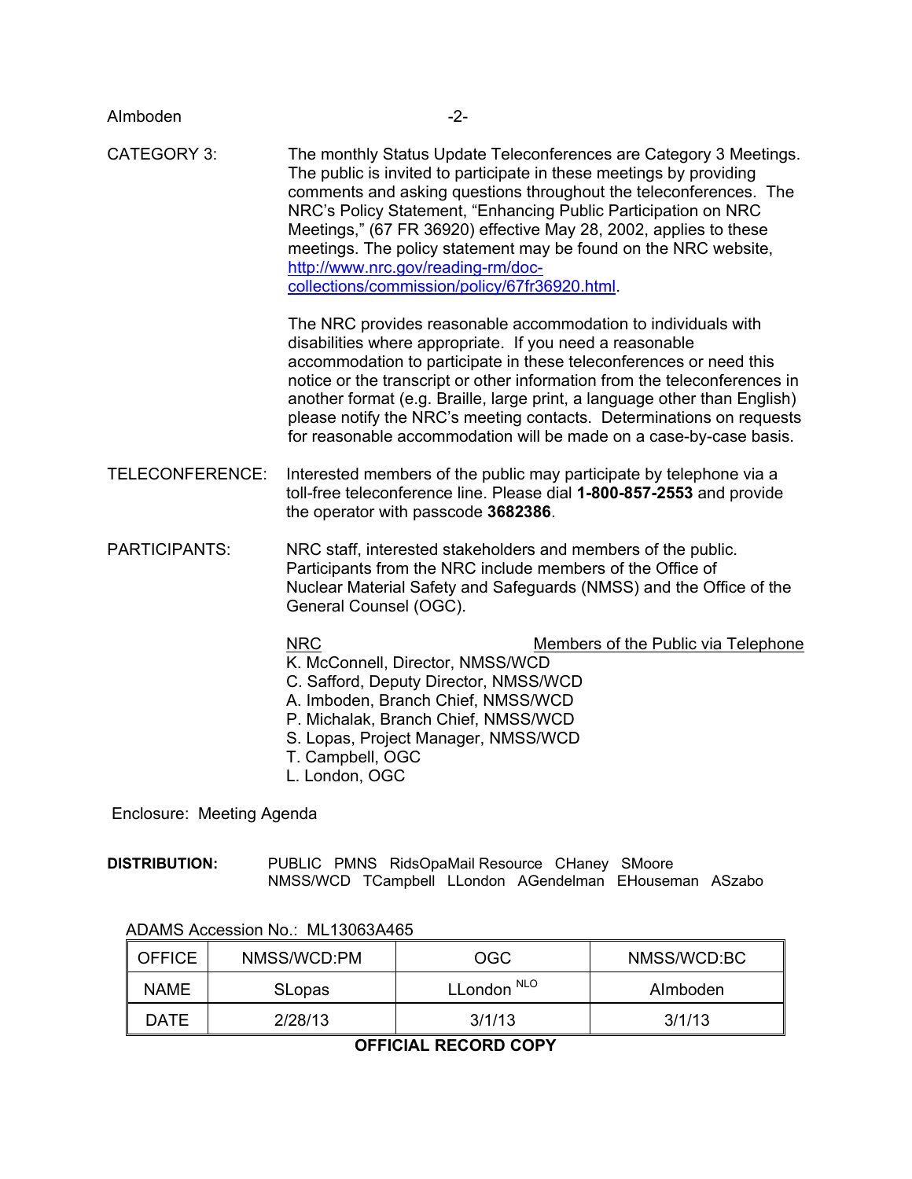CATEGORY 3: The monthly Status Update Teleconferences are Category 3 Meetings. The public is invited to participate in these meetings by providing comments and asking questions throughout the teleconferences. The NRC's Policy Statement, "Enhancing Public Participation on NRC Meetings," (67 FR 36920) effective May 28, 2002, applies to these meetings. The policy statement may be found on the NRC website, http://www.nrc.gov/reading-rm/doc-collections/commission/policy/67fr36920.html.

The NRC provides reasonable accommodation to individuals with disabilities where appropriate. If you need a reasonable accommodation to participate in these teleconferences or need this notice or the transcript or other information from the teleconferences in another format (e.g. Braille, large print, a language other than English) please notify the NRC's meeting contacts. Determinations on requests for reasonable accommodation will be made on a case-by-case basis.

TELECONFERENCE: Interested members of the public may participate by telephone via a toll-free teleconference line. Please dial **1-800-857-2553** and provide the operator with passcode **3682386**.

PARTICIPANTS: NRC staff, interested stakeholders and members of the public. Participants from the NRC include members of the Office of Nuclear Material Safety and Safeguards (NMSS) and the Office of the General Counsel (OGC).

| NRC | Members of the Public via Telephone |
|---|---|
| K. McConnell, Director, NMSS/WCD | |
| C. Safford, Deputy Director, NMSS/WCD | |
| A. Imboden, Branch Chief, NMSS/WCD | |
| P. Michalak, Branch Chief, NMSS/WCD | |
| S. Lopas, Project Manager, NMSS/WCD | |
| T. Campbell, OGC | |
| L. London, OGC | |

Enclosure: Meeting Agenda

**DISTRIBUTION:** PUBLIC PMNS RidsOpaMail Resource CHaney SMoore NMSS/WCD TCampbell LLondon AGendelman EHouseman ASzabo

ADAMS Accession No.: ML13063A465

| OFFICE | NMSS/WCD:PM | OGC | NMSS/WCD:BC |
|---|---|---|---|
| NAME | SLopas | LLondon NLO | AImboden |
| DATE | 2/28/13 | 3/1/13 | 3/1/13 |

**OFFICIAL RECORD COPY**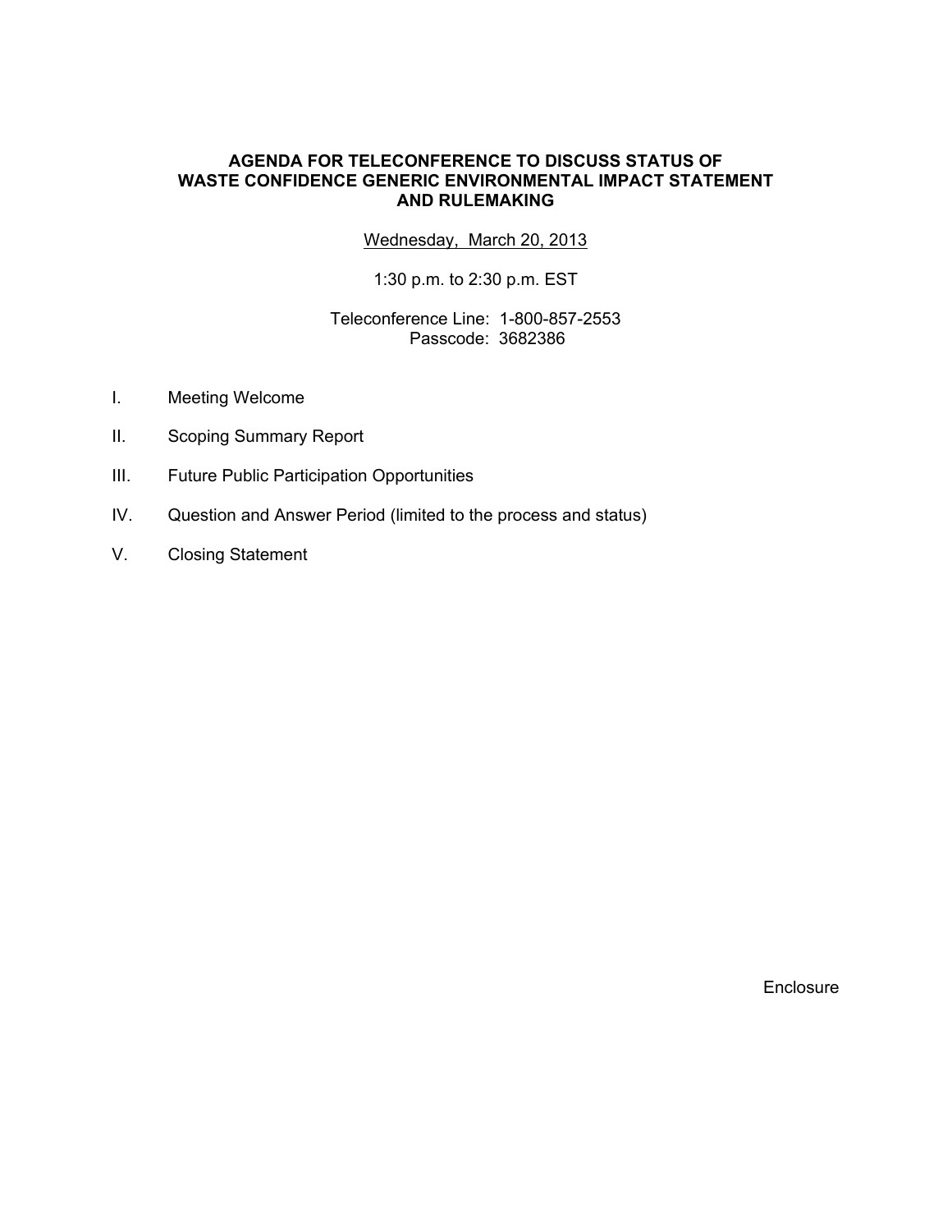# AGENDA FOR TELECONFERENCE TO DISCUSS STATUS OF WASTE CONFIDENCE GENERIC ENVIRONMENTAL IMPACT STATEMENT AND RULEMAKING

Wednesday, March 20, 2013

1:30 p.m. to 2:30 p.m. EST

Teleconference Line: 1-800-857-2553
Passcode: 3682386

I. Meeting Welcome

II. Scoping Summary Report

III. Future Public Participation Opportunities

IV. Question and Answer Period (limited to the process and status)

V. Closing Statement

Enclosure